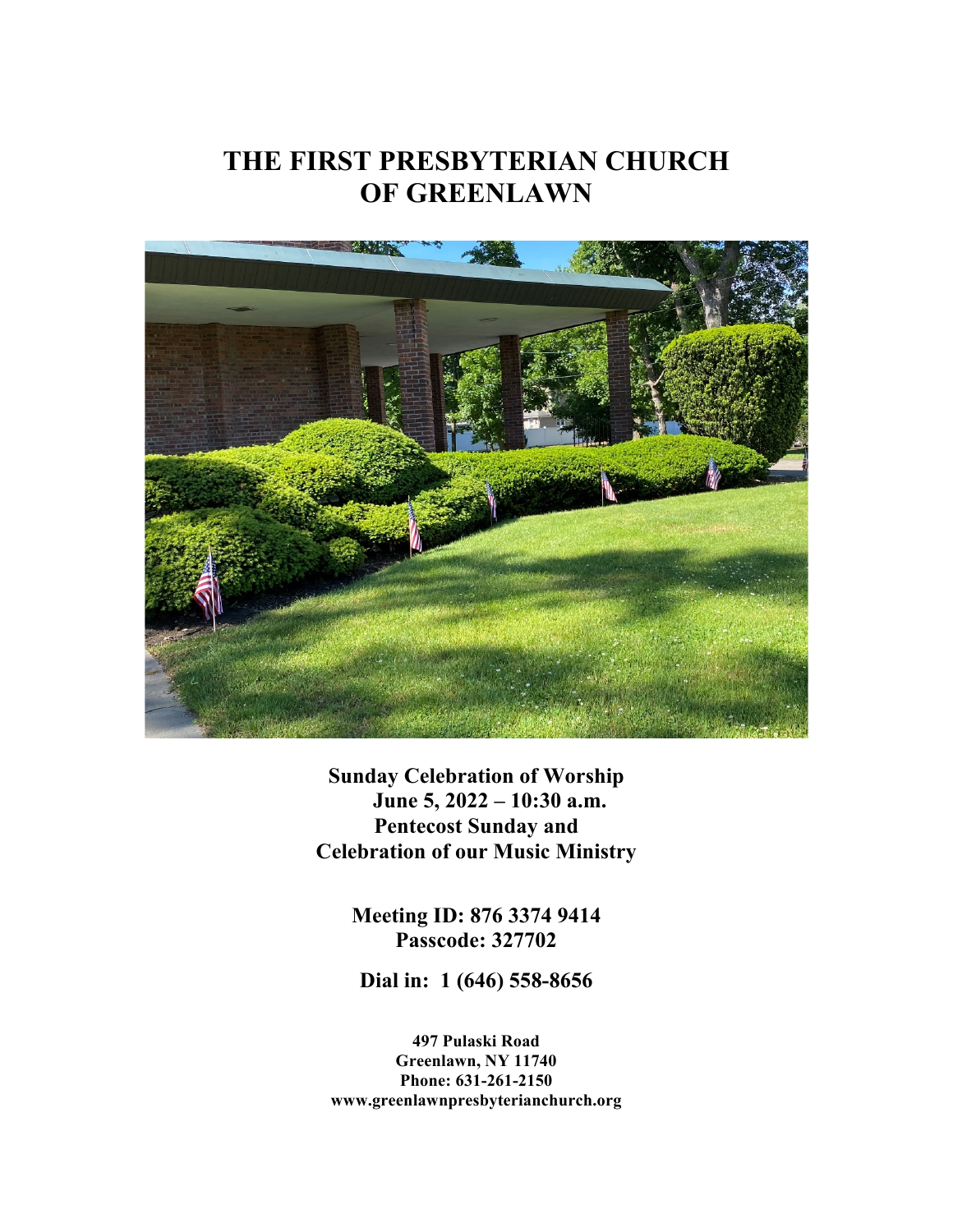# THE FIRST PRESBYTERIAN CHURCH OF GREENLAWN

**Sunday Celebration of Worship**
**June 5, 2022 – 10:30 a.m.**
**Pentecost Sunday and**
**Celebration of our Music Ministry**

**Meeting ID: 876 3374 9414**
**Passcode: 327702**

**Dial in: 1 (646) 558-8656**

**497 Pulaski Road**
**Greenlawn, NY 11740**
**Phone: 631-261-2150**
**www.greenlawnpresbyterianchurch.org**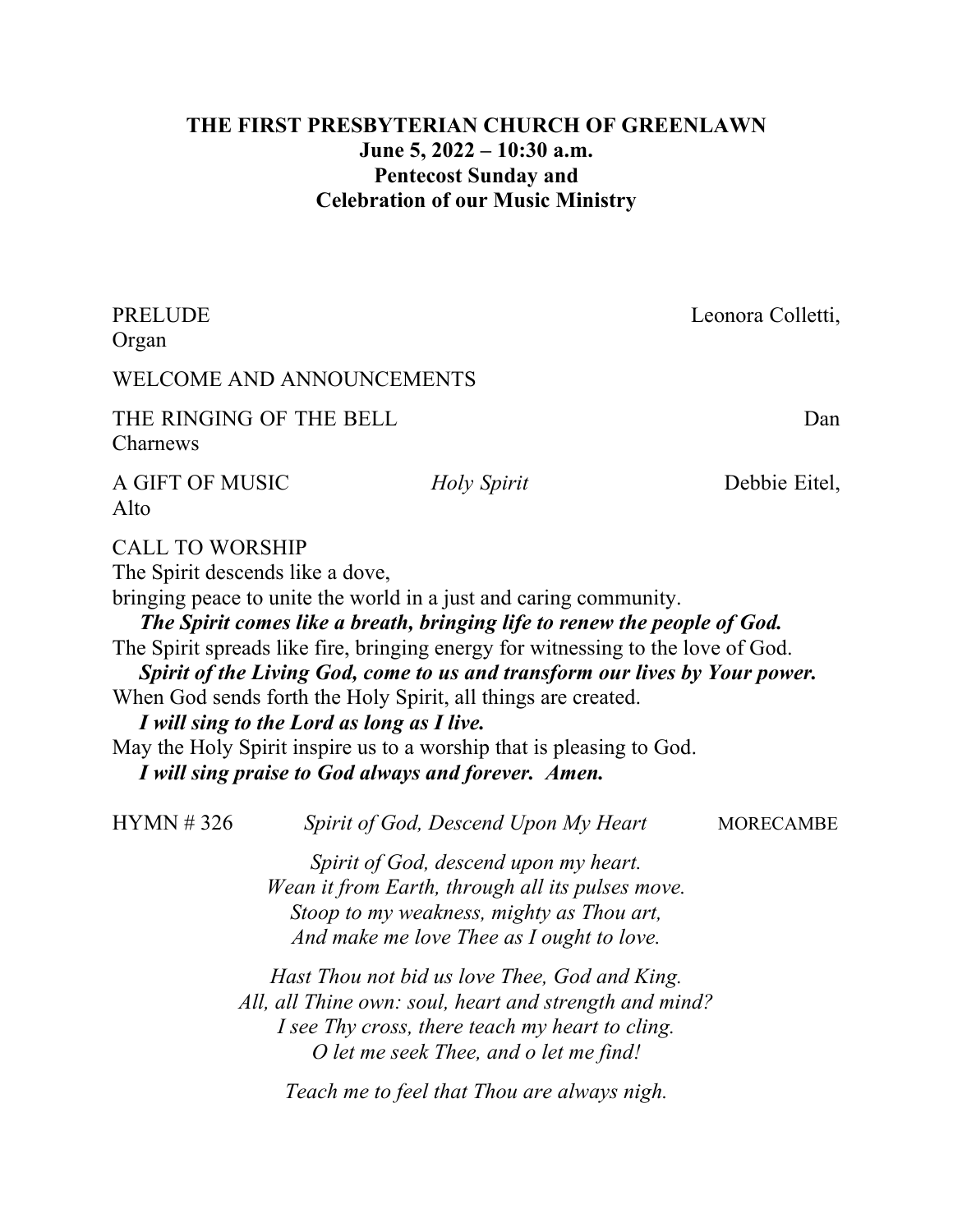**THE FIRST PRESBYTERIAN CHURCH OF GREENLAWN**
**June 5, 2022 – 10:30 a.m.**
**Pentecost Sunday and**
**Celebration of our Music Ministry**

PRELUDE Leonora Colletti, Organ

WELCOME AND ANNOUNCEMENTS

THE RINGING OF THE BELL Dan Charnews

A GIFT OF MUSIC *Holy Spirit* Debbie Eitel, Alto

CALL TO WORSHIP
The Spirit descends like a dove,
bringing peace to unite the world in a just and caring community.
***The Spirit comes like a breath, bringing life to renew the people of God.***
The Spirit spreads like fire, bringing energy for witnessing to the love of God.
***Spirit of the Living God, come to us and transform our lives by Your power.***
When God sends forth the Holy Spirit, all things are created.
***I will sing to the Lord as long as I live.***
May the Holy Spirit inspire us to a worship that is pleasing to God.
***I will sing praise to God always and forever. Amen.***

HYMN # 326 *Spirit of God, Descend Upon My Heart* MORECAMBE

*Spirit of God, descend upon my heart.*
*Wean it from Earth, through all its pulses move.*
*Stoop to my weakness, mighty as Thou art,*
*And make me love Thee as I ought to love.*

*Hast Thou not bid us love Thee, God and King.*
*All, all Thine own: soul, heart and strength and mind?*
*I see Thy cross, there teach my heart to cling.*
*O let me seek Thee, and o let me find!*

*Teach me to feel that Thou are always nigh.*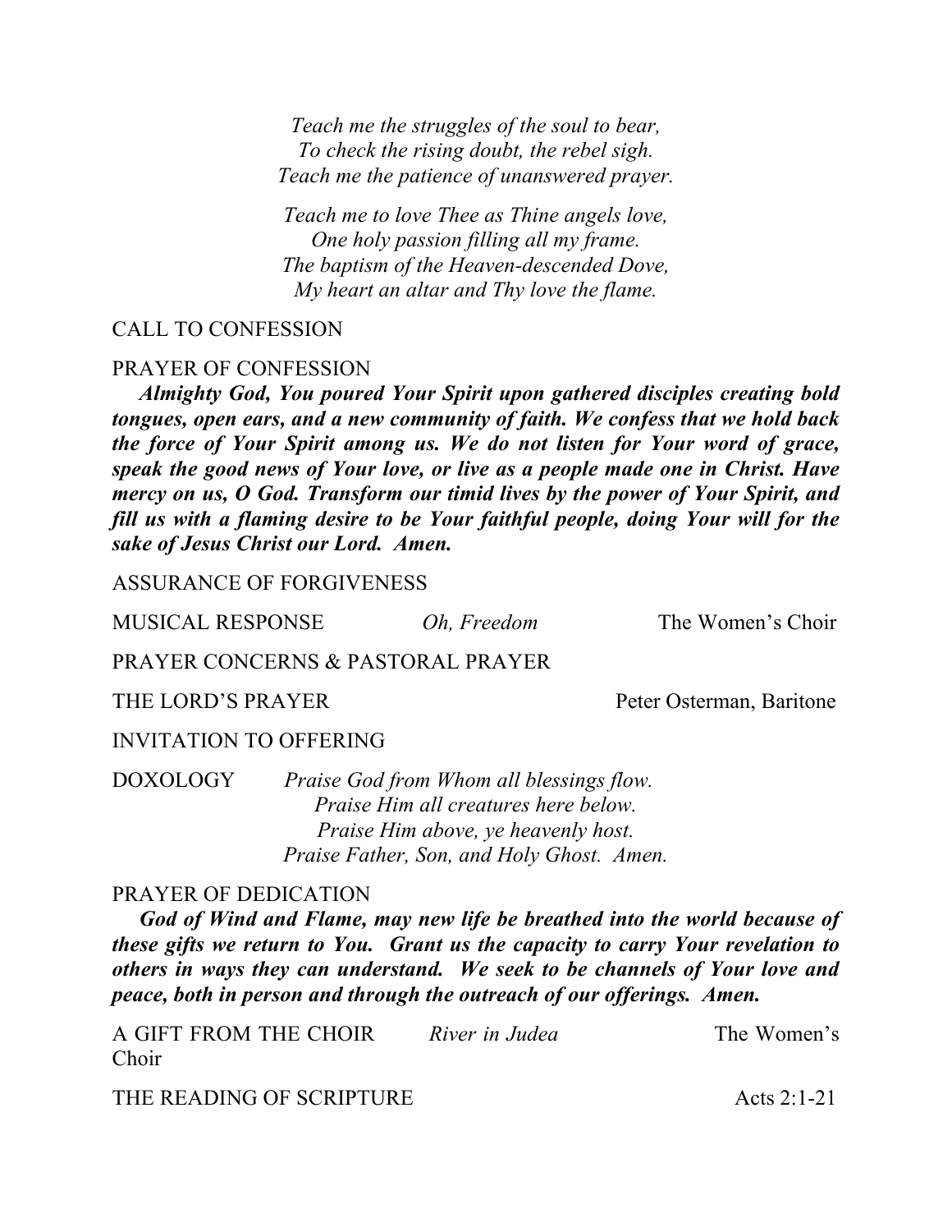*Teach me the struggles of the soul to bear,*
*To check the rising doubt, the rebel sigh.*
*Teach me the patience of unanswered prayer.*

*Teach me to love Thee as Thine angels love,*
*One holy passion filling all my frame.*
*The baptism of the Heaven-descended Dove,*
*My heart an altar and Thy love the flame.*

CALL TO CONFESSION

PRAYER OF CONFESSION

***Almighty God, You poured Your Spirit upon gathered disciples creating bold tongues, open ears, and a new community of faith. We confess that we hold back the force of Your Spirit among us. We do not listen for Your word of grace, speak the good news of Your love, or live as a people made one in Christ. Have mercy on us, O God. Transform our timid lives by the power of Your Spirit, and fill us with a flaming desire to be Your faithful people, doing Your will for the sake of Jesus Christ our Lord. Amen.***

ASSURANCE OF FORGIVENESS

MUSICAL RESPONSE *Oh, Freedom* The Women's Choir

PRAYER CONCERNS & PASTORAL PRAYER

THE LORD'S PRAYER Peter Osterman, Baritone

INVITATION TO OFFERING

DOXOLOGY *Praise God from Whom all blessings flow.*
*Praise Him all creatures here below.*
*Praise Him above, ye heavenly host.*
*Praise Father, Son, and Holy Ghost. Amen.*

PRAYER OF DEDICATION

***God of Wind and Flame, may new life be breathed into the world because of these gifts we return to You. Grant us the capacity to carry Your revelation to others in ways they can understand. We seek to be channels of Your love and peace, both in person and through the outreach of our offerings. Amen.***

A GIFT FROM THE CHOIR *River in Judea* The Women's Choir

THE READING OF SCRIPTURE Acts 2:1-21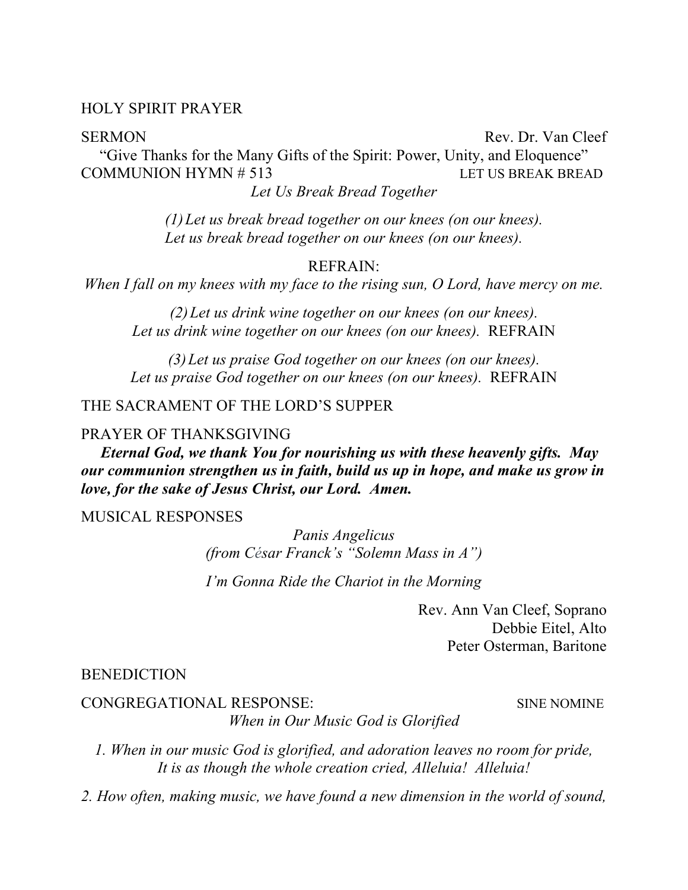HOLY SPIRIT PRAYER

SERMON Rev. Dr. Van Cleef

"Give Thanks for the Many Gifts of the Spirit: Power, Unity, and Eloquence"

COMMUNION HYMN # 513 LET US BREAK BREAD

*Let Us Break Bread Together*

*(1) Let us break bread together on our knees (on our knees).*
*Let us break bread together on our knees (on our knees).*

REFRAIN:
*When I fall on my knees with my face to the rising sun, O Lord, have mercy on me.*

*(2) Let us drink wine together on our knees (on our knees).*
*Let us drink wine together on our knees (on our knees).* REFRAIN

*(3) Let us praise God together on our knees (on our knees).*
*Let us praise God together on our knees (on our knees).* REFRAIN

THE SACRAMENT OF THE LORD'S SUPPER

PRAYER OF THANKSGIVING

***Eternal God, we thank You for nourishing us with these heavenly gifts. May our communion strengthen us in faith, build us up in hope, and make us grow in love, for the sake of Jesus Christ, our Lord. Amen.***

MUSICAL RESPONSES

*Panis Angelicus*
*(from César Franck's "Solemn Mass in A")*

*I'm Gonna Ride the Chariot in the Morning*

Rev. Ann Van Cleef, Soprano
Debbie Eitel, Alto
Peter Osterman, Baritone

BENEDICTION

CONGREGATIONAL RESPONSE: SINE NOMINE

*When in Our Music God is Glorified*

*1. When in our music God is glorified, and adoration leaves no room for pride,*
*It is as though the whole creation cried, Alleluia! Alleluia!*

*2. How often, making music, we have found a new dimension in the world of sound,*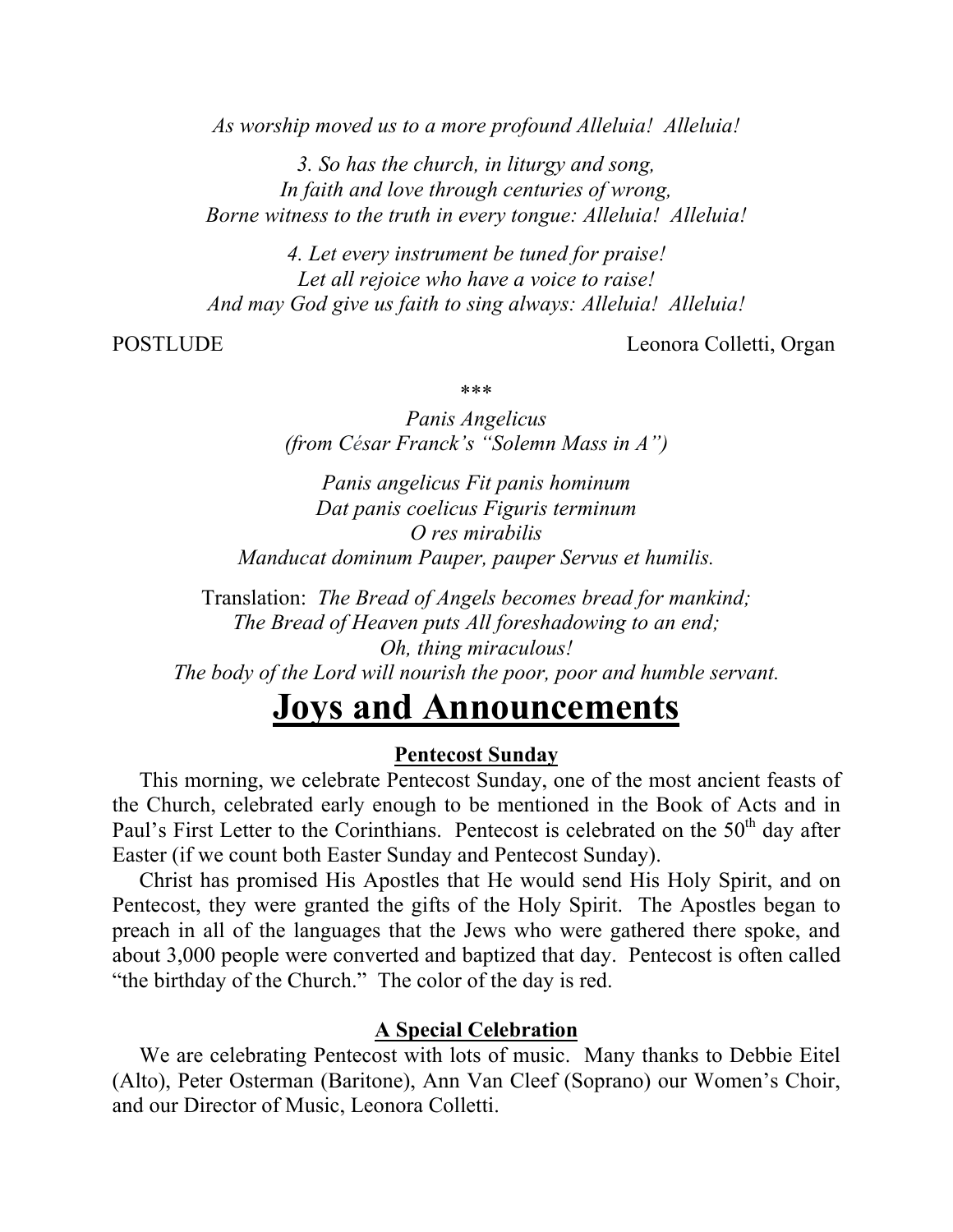*As worship moved us to a more profound Alleluia! Alleluia!*

*3. So has the church, in liturgy and song,*
*In faith and love through centuries of wrong,*
*Borne witness to the truth in every tongue: Alleluia! Alleluia!*

*4. Let every instrument be tuned for praise!*
*Let all rejoice who have a voice to raise!*
*And may God give us faith to sing always: Alleluia! Alleluia!*

POSTLUDE Leonora Colletti, Organ

***

*Panis Angelicus*
*(from César Franck's "Solemn Mass in A")*

*Panis angelicus Fit panis hominum*
*Dat panis coelicus Figuris terminum*
*O res mirabilis*
*Manducat dominum Pauper, pauper Servus et humilis.*

Translation: *The Bread of Angels becomes bread for mankind;*
*The Bread of Heaven puts All foreshadowing to an end;*
*Oh, thing miraculous!*
*The body of the Lord will nourish the poor, poor and humble servant.*

# Joys and Announcements

## Pentecost Sunday

This morning, we celebrate Pentecost Sunday, one of the most ancient feasts of the Church, celebrated early enough to be mentioned in the Book of Acts and in Paul's First Letter to the Corinthians. Pentecost is celebrated on the 50th day after Easter (if we count both Easter Sunday and Pentecost Sunday).

Christ has promised His Apostles that He would send His Holy Spirit, and on Pentecost, they were granted the gifts of the Holy Spirit. The Apostles began to preach in all of the languages that the Jews who were gathered there spoke, and about 3,000 people were converted and baptized that day. Pentecost is often called "the birthday of the Church." The color of the day is red.

## A Special Celebration

We are celebrating Pentecost with lots of music. Many thanks to Debbie Eitel (Alto), Peter Osterman (Baritone), Ann Van Cleef (Soprano) our Women's Choir, and our Director of Music, Leonora Colletti.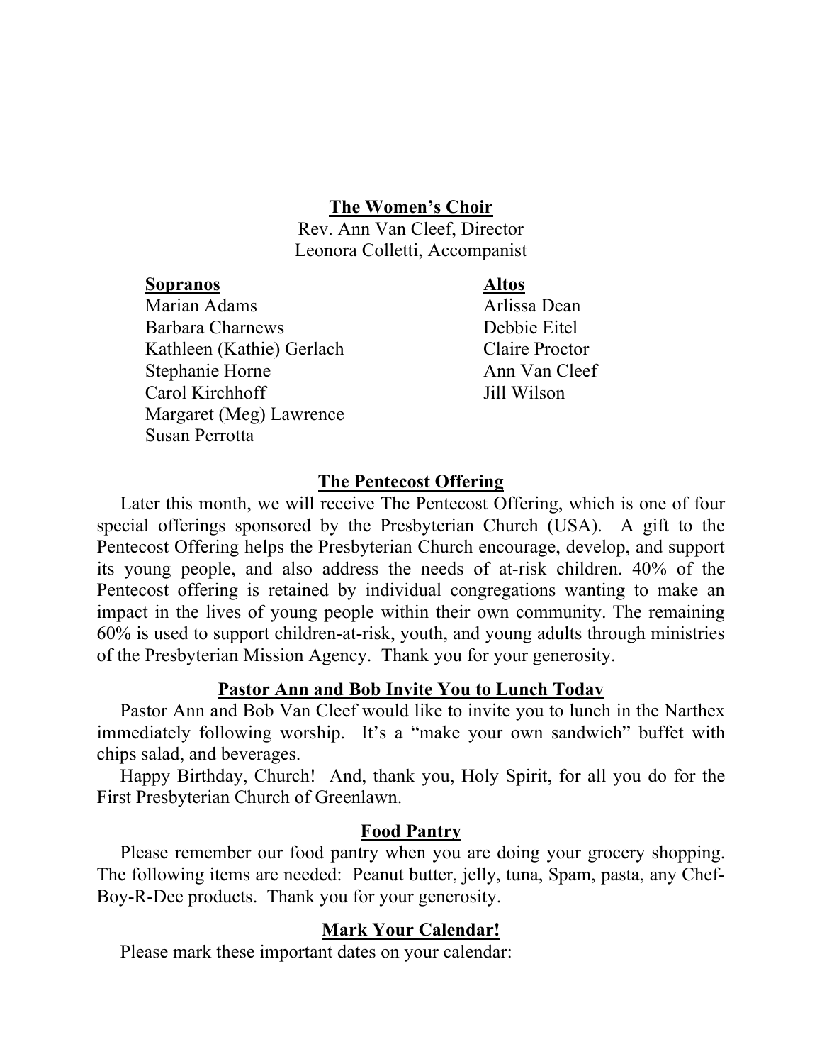## The Women's Choir

Rev. Ann Van Cleef, Director
Leonora Colletti, Accompanist

**Sopranos**

Marian Adams
Barbara Charnews
Kathleen (Kathie) Gerlach
Stephanie Horne
Carol Kirchhoff
Margaret (Meg) Lawrence
Susan Perrotta

**Altos**

Arlissa Dean
Debbie Eitel
Claire Proctor
Ann Van Cleef
Jill Wilson

## The Pentecost Offering

Later this month, we will receive The Pentecost Offering, which is one of four special offerings sponsored by the Presbyterian Church (USA). A gift to the Pentecost Offering helps the Presbyterian Church encourage, develop, and support its young people, and also address the needs of at-risk children. 40% of the Pentecost offering is retained by individual congregations wanting to make an impact in the lives of young people within their own community. The remaining 60% is used to support children-at-risk, youth, and young adults through ministries of the Presbyterian Mission Agency. Thank you for your generosity.

## Pastor Ann and Bob Invite You to Lunch Today

Pastor Ann and Bob Van Cleef would like to invite you to lunch in the Narthex immediately following worship. It's a "make your own sandwich" buffet with chips salad, and beverages.

Happy Birthday, Church! And, thank you, Holy Spirit, for all you do for the First Presbyterian Church of Greenlawn.

## Food Pantry

Please remember our food pantry when you are doing your grocery shopping. The following items are needed: Peanut butter, jelly, tuna, Spam, pasta, any Chef-Boy-R-Dee products. Thank you for your generosity.

## Mark Your Calendar!

Please mark these important dates on your calendar: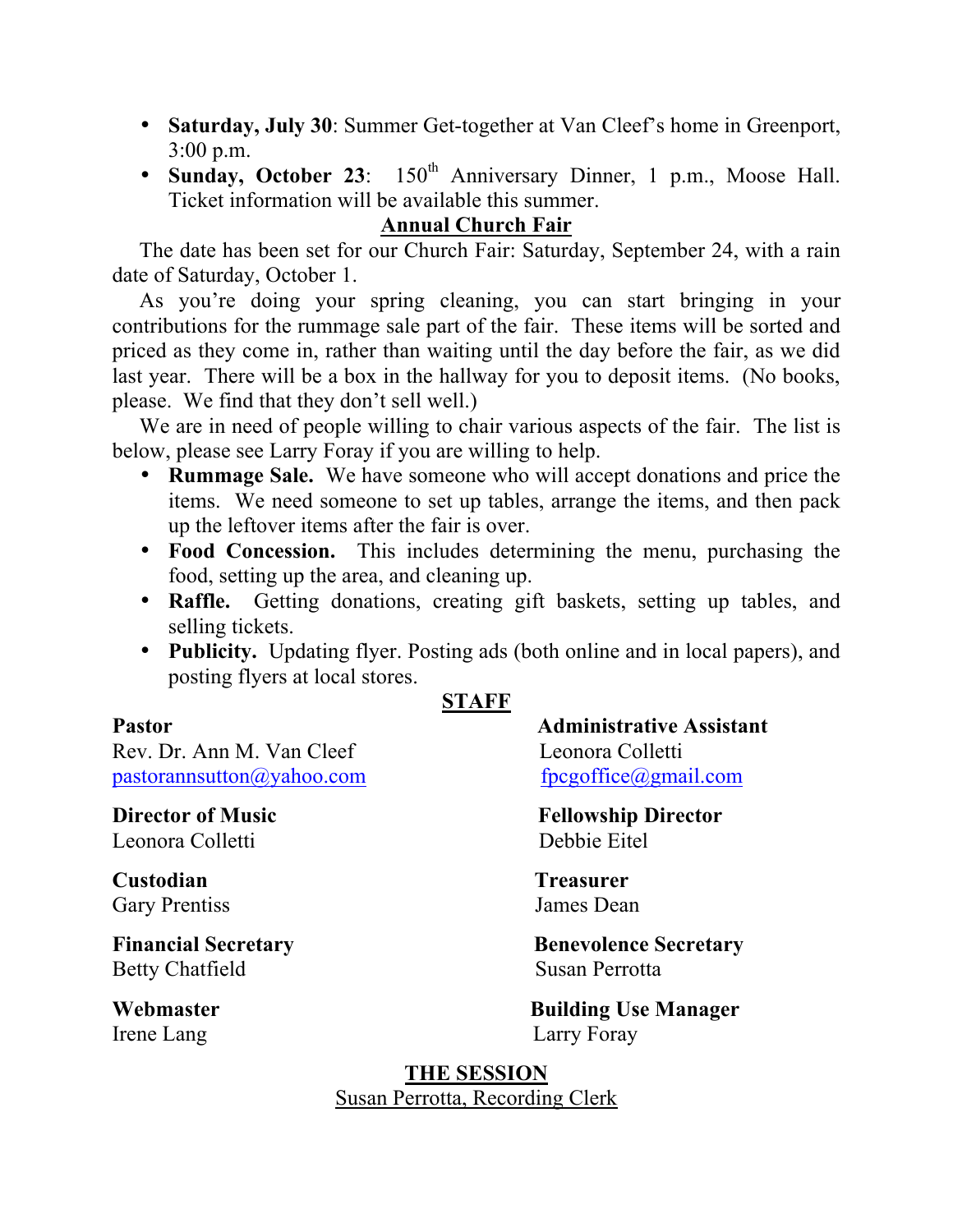- **Saturday, July 30**: Summer Get-together at Van Cleef's home in Greenport, 3:00 p.m.
- **Sunday, October 23**: 150th Anniversary Dinner, 1 p.m., Moose Hall. Ticket information will be available this summer.

## Annual Church Fair

The date has been set for our Church Fair: Saturday, September 24, with a rain date of Saturday, October 1.

As you're doing your spring cleaning, you can start bringing in your contributions for the rummage sale part of the fair. These items will be sorted and priced as they come in, rather than waiting until the day before the fair, as we did last year. There will be a box in the hallway for you to deposit items. (No books, please. We find that they don't sell well.)

We are in need of people willing to chair various aspects of the fair. The list is below, please see Larry Foray if you are willing to help.

- **Rummage Sale.** We have someone who will accept donations and price the items. We need someone to set up tables, arrange the items, and then pack up the leftover items after the fair is over.
- **Food Concession.** This includes determining the menu, purchasing the food, setting up the area, and cleaning up.
- **Raffle.** Getting donations, creating gift baskets, setting up tables, and selling tickets.
- **Publicity.** Updating flyer. Posting ads (both online and in local papers), and posting flyers at local stores.

## STAFF

**Pastor**
Rev. Dr. Ann M. Van Cleef
pastorannsutton@yahoo.com

**Administrative Assistant**
Leonora Colletti
fpcgoffice@gmail.com

**Director of Music**
Leonora Colletti

**Fellowship Director**
Debbie Eitel

**Custodian**
Gary Prentiss

**Treasurer**
James Dean

**Financial Secretary**
Betty Chatfield

**Benevolence Secretary**
Susan Perrotta

**Webmaster**
Irene Lang

**Building Use Manager**
Larry Foray

## THE SESSION

Susan Perrotta, Recording Clerk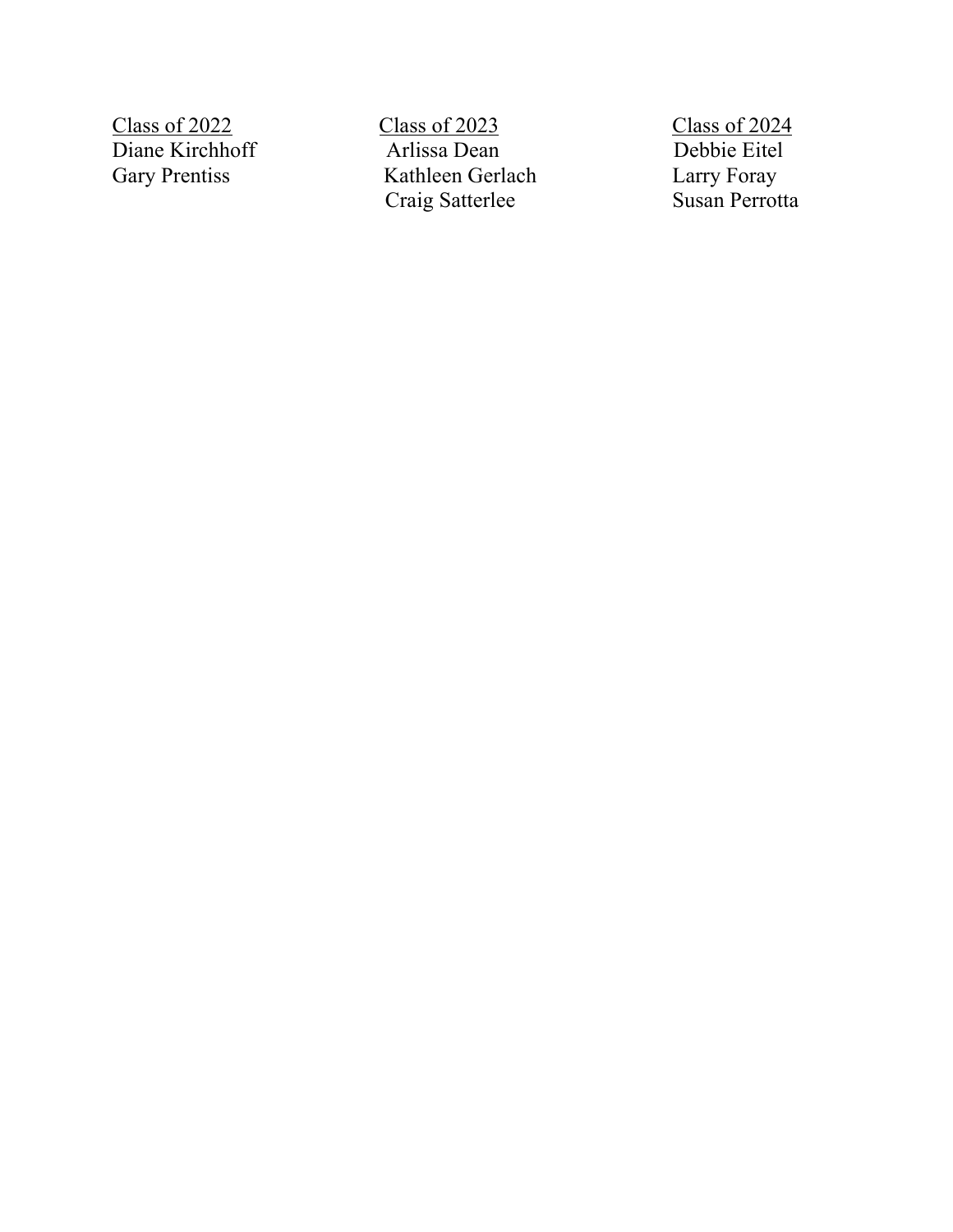| Class of 2022 | Class of 2023 | Class of 2024 |
| --- | --- | --- |
| Diane Kirchhoff | Arlissa Dean | Debbie Eitel |
| Gary Prentiss | Kathleen Gerlach | Larry Foray |
| | Craig Satterlee | Susan Perrotta |